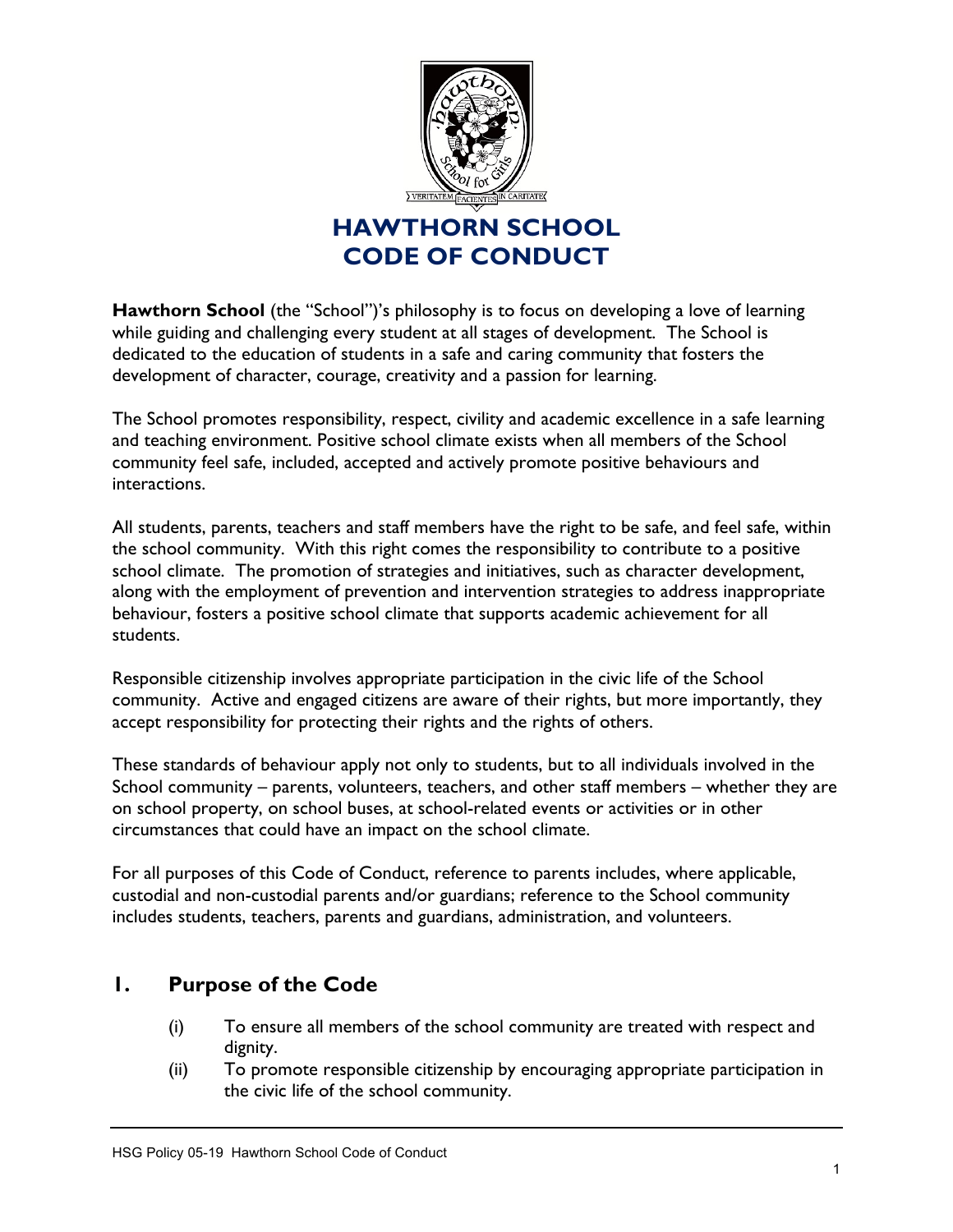# HAWTHORN SCHOOL CODE OF CONDUCT

**Hawthorn School** (the "School")'s philosophy is to focus on developing a love of learning while guiding and challenging every student at all stages of development. The School is dedicated to the education of students in a safe and caring community that fosters the development of character, courage, creativity and a passion for learning.

The School promotes responsibility, respect, civility and academic excellence in a safe learning and teaching environment. Positive school climate exists when all members of the School community feel safe, included, accepted and actively promote positive behaviours and interactions.

All students, parents, teachers and staff members have the right to be safe, and feel safe, within the school community. With this right comes the responsibility to contribute to a positive school climate. The promotion of strategies and initiatives, such as character development, along with the employment of prevention and intervention strategies to address inappropriate behaviour, fosters a positive school climate that supports academic achievement for all students.

Responsible citizenship involves appropriate participation in the civic life of the School community. Active and engaged citizens are aware of their rights, but more importantly, they accept responsibility for protecting their rights and the rights of others.

These standards of behaviour apply not only to students, but to all individuals involved in the School community – parents, volunteers, teachers, and other staff members – whether they are on school property, on school buses, at school-related events or activities or in other circumstances that could have an impact on the school climate.

For all purposes of this Code of Conduct, reference to parents includes, where applicable, custodial and non-custodial parents and/or guardians; reference to the School community includes students, teachers, parents and guardians, administration, and volunteers.

## 1. Purpose of the Code

(i) To ensure all members of the school community are treated with respect and dignity.

(ii) To promote responsible citizenship by encouraging appropriate participation in the civic life of the school community.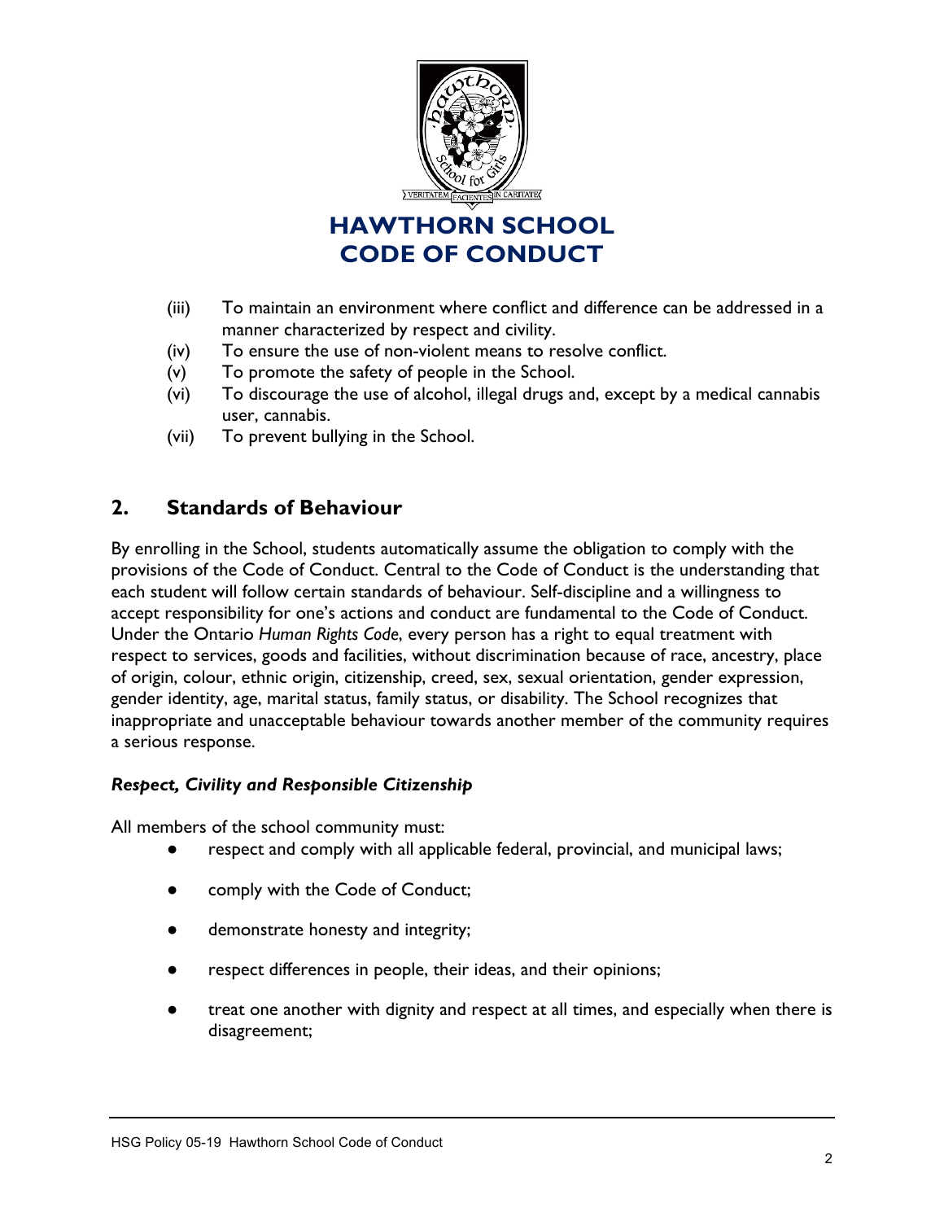(iii) To maintain an environment where conflict and difference can be addressed in a manner characterized by respect and civility.

(iv) To ensure the use of non-violent means to resolve conflict.

(v) To promote the safety of people in the School.

(vi) To discourage the use of alcohol, illegal drugs and, except by a medical cannabis user, cannabis.

(vii) To prevent bullying in the School.

## 2. Standards of Behaviour

By enrolling in the School, students automatically assume the obligation to comply with the provisions of the Code of Conduct. Central to the Code of Conduct is the understanding that each student will follow certain standards of behaviour. Self-discipline and a willingness to accept responsibility for one's actions and conduct are fundamental to the Code of Conduct. Under the Ontario *Human Rights Code*, every person has a right to equal treatment with respect to services, goods and facilities, without discrimination because of race, ancestry, place of origin, colour, ethnic origin, citizenship, creed, sex, sexual orientation, gender expression, gender identity, age, marital status, family status, or disability. The School recognizes that inappropriate and unacceptable behaviour towards another member of the community requires a serious response.

### *Respect, Civility and Responsible Citizenship*

All members of the school community must:

- respect and comply with all applicable federal, provincial, and municipal laws;
- comply with the Code of Conduct;
- demonstrate honesty and integrity;
- respect differences in people, their ideas, and their opinions;
- treat one another with dignity and respect at all times, and especially when there is disagreement;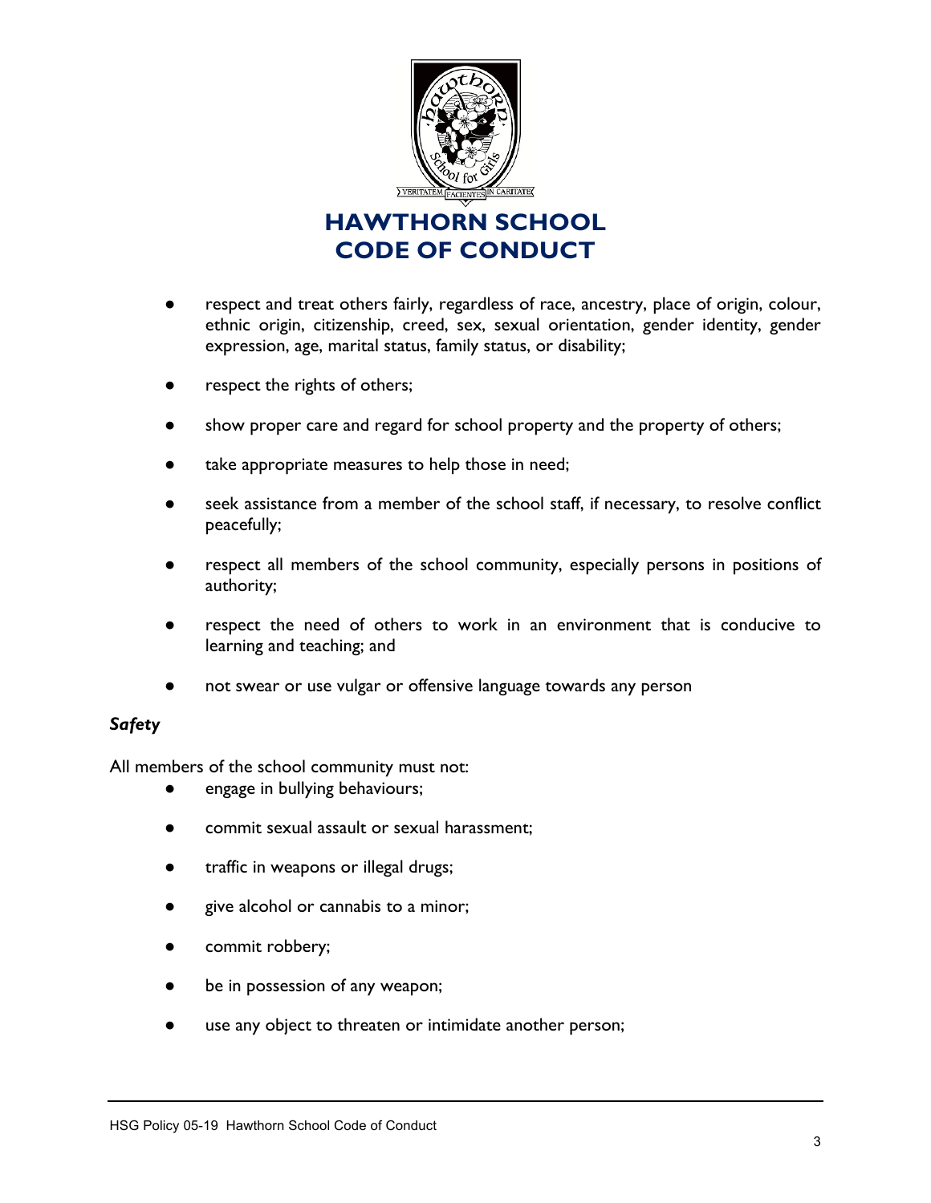# HAWTHORN SCHOOL CODE OF CONDUCT

- respect and treat others fairly, regardless of race, ancestry, place of origin, colour, ethnic origin, citizenship, creed, sex, sexual orientation, gender identity, gender expression, age, marital status, family status, or disability;
- respect the rights of others;
- show proper care and regard for school property and the property of others;
- take appropriate measures to help those in need;
- seek assistance from a member of the school staff, if necessary, to resolve conflict peacefully;
- respect all members of the school community, especially persons in positions of authority;
- respect the need of others to work in an environment that is conducive to learning and teaching; and
- not swear or use vulgar or offensive language towards any person

### *Safety*

All members of the school community must not:

- engage in bullying behaviours;
- commit sexual assault or sexual harassment;
- traffic in weapons or illegal drugs;
- give alcohol or cannabis to a minor;
- commit robbery;
- be in possession of any weapon;
- use any object to threaten or intimidate another person;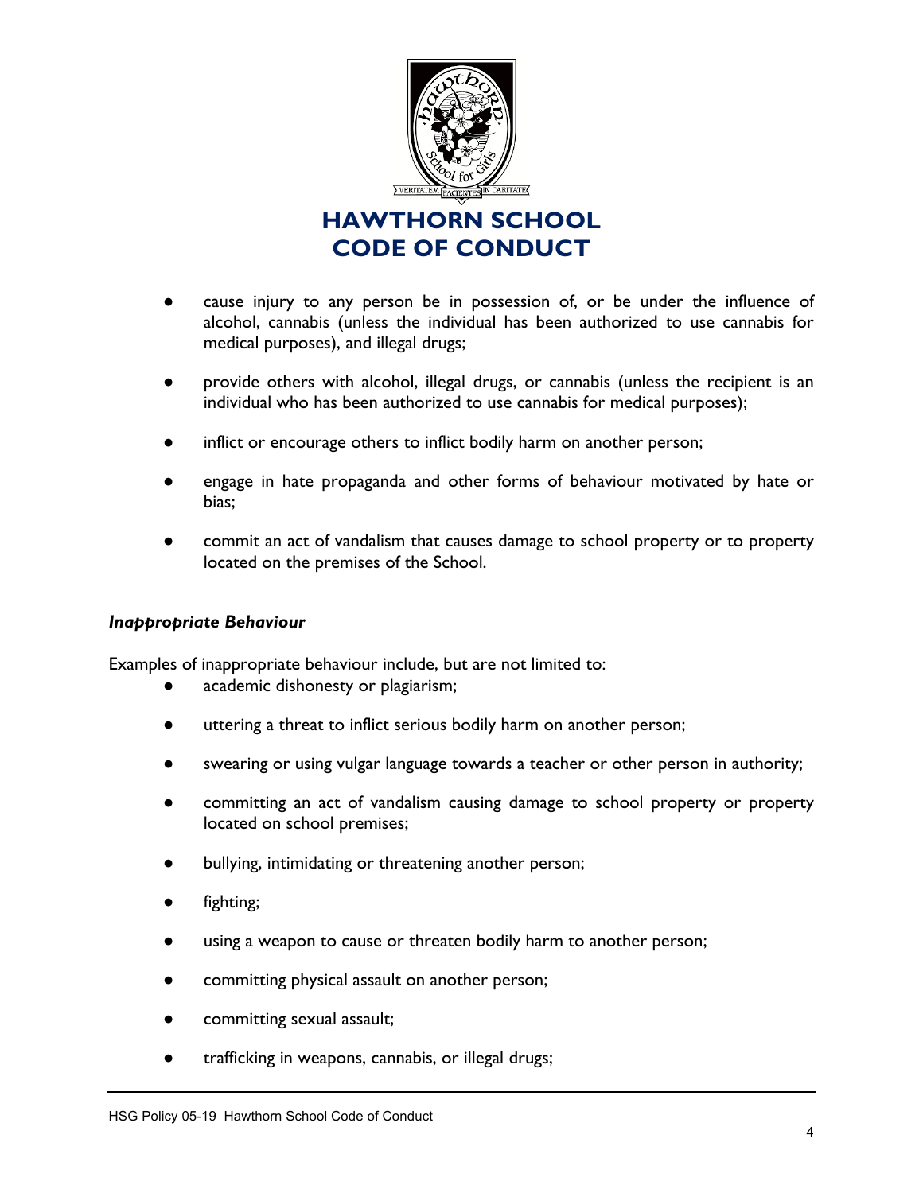- cause injury to any person be in possession of, or be under the influence of alcohol, cannabis (unless the individual has been authorized to use cannabis for medical purposes), and illegal drugs;
- provide others with alcohol, illegal drugs, or cannabis (unless the recipient is an individual who has been authorized to use cannabis for medical purposes);
- inflict or encourage others to inflict bodily harm on another person;
- engage in hate propaganda and other forms of behaviour motivated by hate or bias;
- commit an act of vandalism that causes damage to school property or to property located on the premises of the School.

***Inappropriate Behaviour***

Examples of inappropriate behaviour include, but are not limited to:

- academic dishonesty or plagiarism;
- uttering a threat to inflict serious bodily harm on another person;
- swearing or using vulgar language towards a teacher or other person in authority;
- committing an act of vandalism causing damage to school property or property located on school premises;
- bullying, intimidating or threatening another person;
- fighting;
- using a weapon to cause or threaten bodily harm to another person;
- committing physical assault on another person;
- committing sexual assault;
- trafficking in weapons, cannabis, or illegal drugs;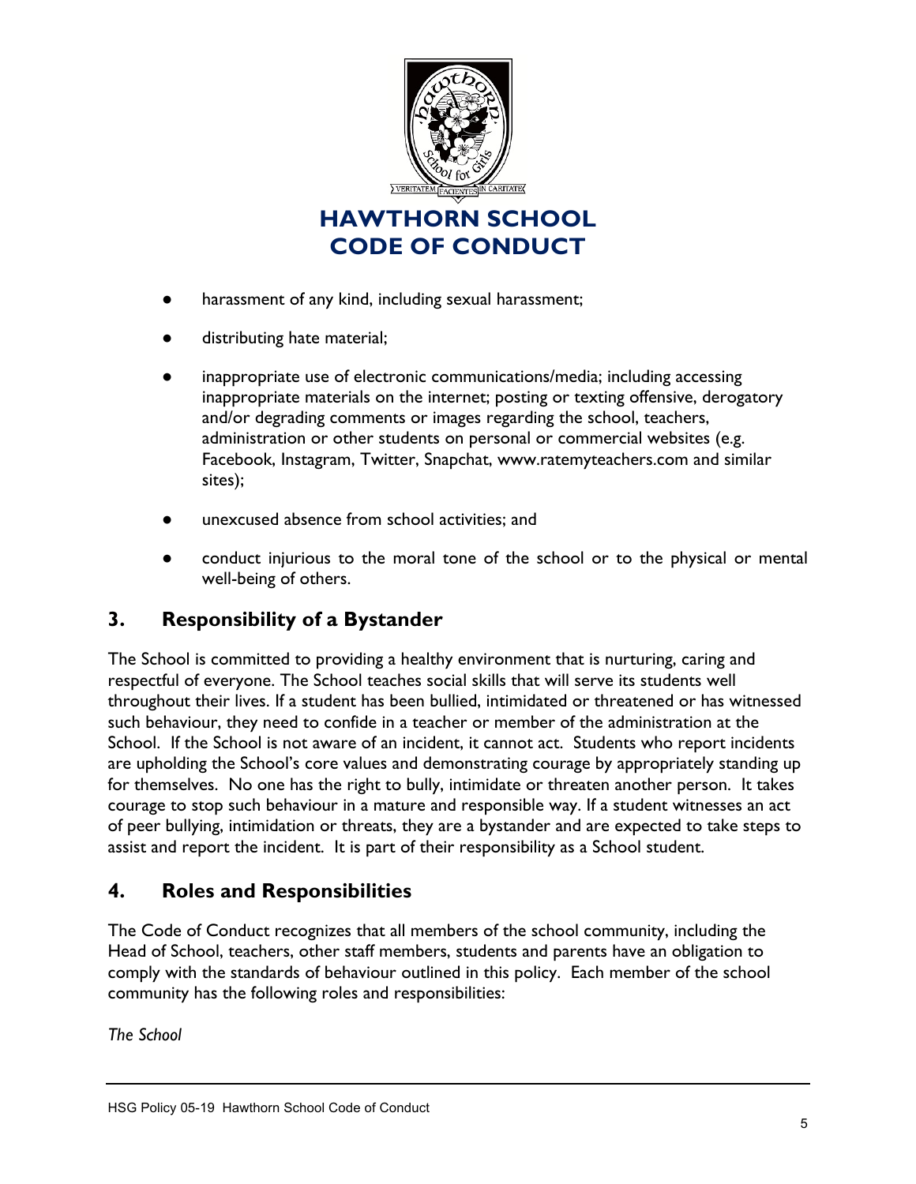- harassment of any kind, including sexual harassment;
- distributing hate material;
- inappropriate use of electronic communications/media; including accessing inappropriate materials on the internet; posting or texting offensive, derogatory and/or degrading comments or images regarding the school, teachers, administration or other students on personal or commercial websites (e.g. Facebook, Instagram, Twitter, Snapchat, www.ratemyteachers.com and similar sites);
- unexcused absence from school activities; and
- conduct injurious to the moral tone of the school or to the physical or mental well-being of others.

## 3. Responsibility of a Bystander

The School is committed to providing a healthy environment that is nurturing, caring and respectful of everyone. The School teaches social skills that will serve its students well throughout their lives. If a student has been bullied, intimidated or threatened or has witnessed such behaviour, they need to confide in a teacher or member of the administration at the School. If the School is not aware of an incident, it cannot act. Students who report incidents are upholding the School's core values and demonstrating courage by appropriately standing up for themselves. No one has the right to bully, intimidate or threaten another person. It takes courage to stop such behaviour in a mature and responsible way. If a student witnesses an act of peer bullying, intimidation or threats, they are a bystander and are expected to take steps to assist and report the incident. It is part of their responsibility as a School student.

## 4. Roles and Responsibilities

The Code of Conduct recognizes that all members of the school community, including the Head of School, teachers, other staff members, students and parents have an obligation to comply with the standards of behaviour outlined in this policy. Each member of the school community has the following roles and responsibilities:

*The School*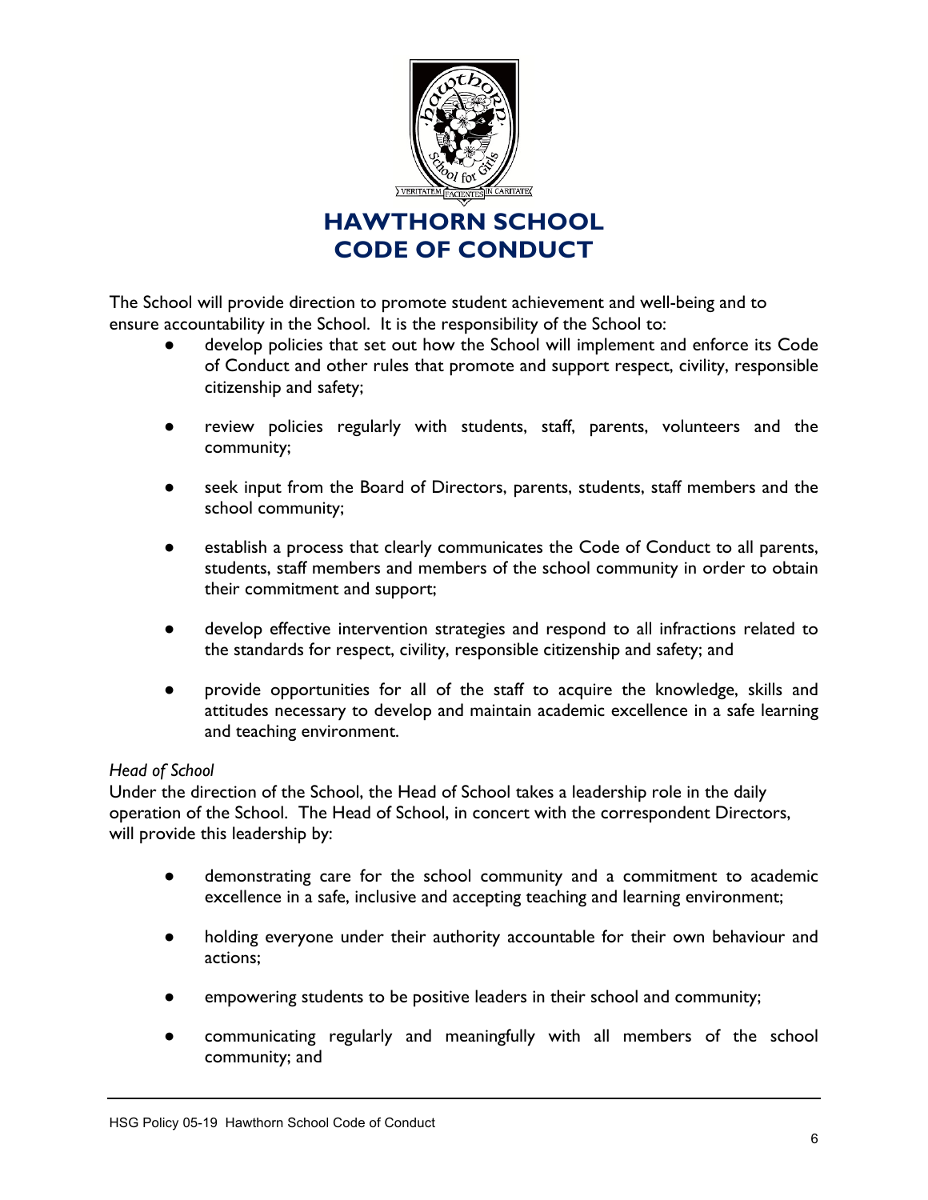# HAWTHORN SCHOOL CODE OF CONDUCT

The School will provide direction to promote student achievement and well-being and to ensure accountability in the School. It is the responsibility of the School to:

- develop policies that set out how the School will implement and enforce its Code of Conduct and other rules that promote and support respect, civility, responsible citizenship and safety;
- review policies regularly with students, staff, parents, volunteers and the community;
- seek input from the Board of Directors, parents, students, staff members and the school community;
- establish a process that clearly communicates the Code of Conduct to all parents, students, staff members and members of the school community in order to obtain their commitment and support;
- develop effective intervention strategies and respond to all infractions related to the standards for respect, civility, responsible citizenship and safety; and
- provide opportunities for all of the staff to acquire the knowledge, skills and attitudes necessary to develop and maintain academic excellence in a safe learning and teaching environment.

*Head of School*

Under the direction of the School, the Head of School takes a leadership role in the daily operation of the School. The Head of School, in concert with the correspondent Directors, will provide this leadership by:

- demonstrating care for the school community and a commitment to academic excellence in a safe, inclusive and accepting teaching and learning environment;
- holding everyone under their authority accountable for their own behaviour and actions;
- empowering students to be positive leaders in their school and community;
- communicating regularly and meaningfully with all members of the school community; and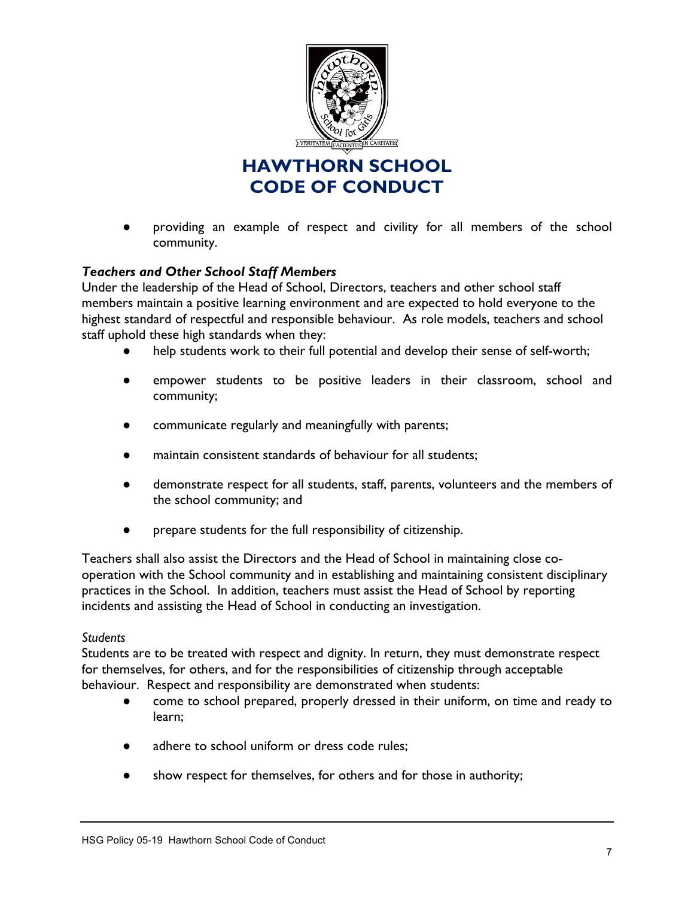- providing an example of respect and civility for all members of the school community.

### *Teachers and Other School Staff Members*

Under the leadership of the Head of School, Directors, teachers and other school staff members maintain a positive learning environment and are expected to hold everyone to the highest standard of respectful and responsible behaviour. As role models, teachers and school staff uphold these high standards when they:

- help students work to their full potential and develop their sense of self-worth;
- empower students to be positive leaders in their classroom, school and community;
- communicate regularly and meaningfully with parents;
- maintain consistent standards of behaviour for all students;
- demonstrate respect for all students, staff, parents, volunteers and the members of the school community; and
- prepare students for the full responsibility of citizenship.

Teachers shall also assist the Directors and the Head of School in maintaining close co-operation with the School community and in establishing and maintaining consistent disciplinary practices in the School. In addition, teachers must assist the Head of School by reporting incidents and assisting the Head of School in conducting an investigation.

#### *Students*

Students are to be treated with respect and dignity. In return, they must demonstrate respect for themselves, for others, and for the responsibilities of citizenship through acceptable behaviour. Respect and responsibility are demonstrated when students:

- come to school prepared, properly dressed in their uniform, on time and ready to learn;
- adhere to school uniform or dress code rules;
- show respect for themselves, for others and for those in authority;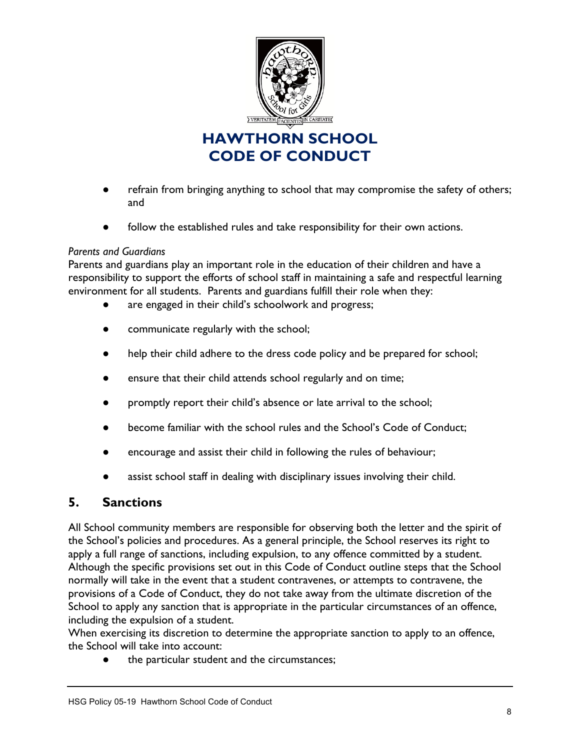- refrain from bringing anything to school that may compromise the safety of others; and
- follow the established rules and take responsibility for their own actions.

*Parents and Guardians*

Parents and guardians play an important role in the education of their children and have a responsibility to support the efforts of school staff in maintaining a safe and respectful learning environment for all students. Parents and guardians fulfill their role when they:

- are engaged in their child's schoolwork and progress;
- communicate regularly with the school;
- help their child adhere to the dress code policy and be prepared for school;
- ensure that their child attends school regularly and on time;
- promptly report their child's absence or late arrival to the school;
- become familiar with the school rules and the School's Code of Conduct;
- encourage and assist their child in following the rules of behaviour;
- assist school staff in dealing with disciplinary issues involving their child.

## 5. Sanctions

All School community members are responsible for observing both the letter and the spirit of the School's policies and procedures. As a general principle, the School reserves its right to apply a full range of sanctions, including expulsion, to any offence committed by a student. Although the specific provisions set out in this Code of Conduct outline steps that the School normally will take in the event that a student contravenes, or attempts to contravene, the provisions of a Code of Conduct, they do not take away from the ultimate discretion of the School to apply any sanction that is appropriate in the particular circumstances of an offence, including the expulsion of a student.

When exercising its discretion to determine the appropriate sanction to apply to an offence, the School will take into account:

- the particular student and the circumstances;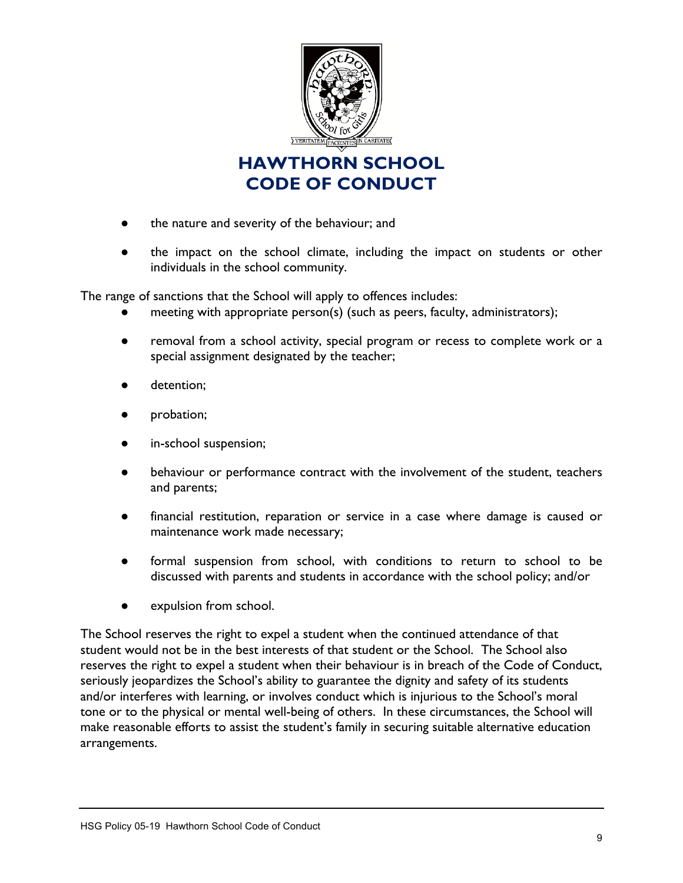- the nature and severity of the behaviour; and
- the impact on the school climate, including the impact on students or other individuals in the school community.

The range of sanctions that the School will apply to offences includes:

- meeting with appropriate person(s) (such as peers, faculty, administrators);
- removal from a school activity, special program or recess to complete work or a special assignment designated by the teacher;
- detention;
- probation;
- in-school suspension;
- behaviour or performance contract with the involvement of the student, teachers and parents;
- financial restitution, reparation or service in a case where damage is caused or maintenance work made necessary;
- formal suspension from school, with conditions to return to school to be discussed with parents and students in accordance with the school policy; and/or
- expulsion from school.

The School reserves the right to expel a student when the continued attendance of that student would not be in the best interests of that student or the School. The School also reserves the right to expel a student when their behaviour is in breach of the Code of Conduct, seriously jeopardizes the School's ability to guarantee the dignity and safety of its students and/or interferes with learning, or involves conduct which is injurious to the School's moral tone or to the physical or mental well-being of others. In these circumstances, the School will make reasonable efforts to assist the student's family in securing suitable alternative education arrangements.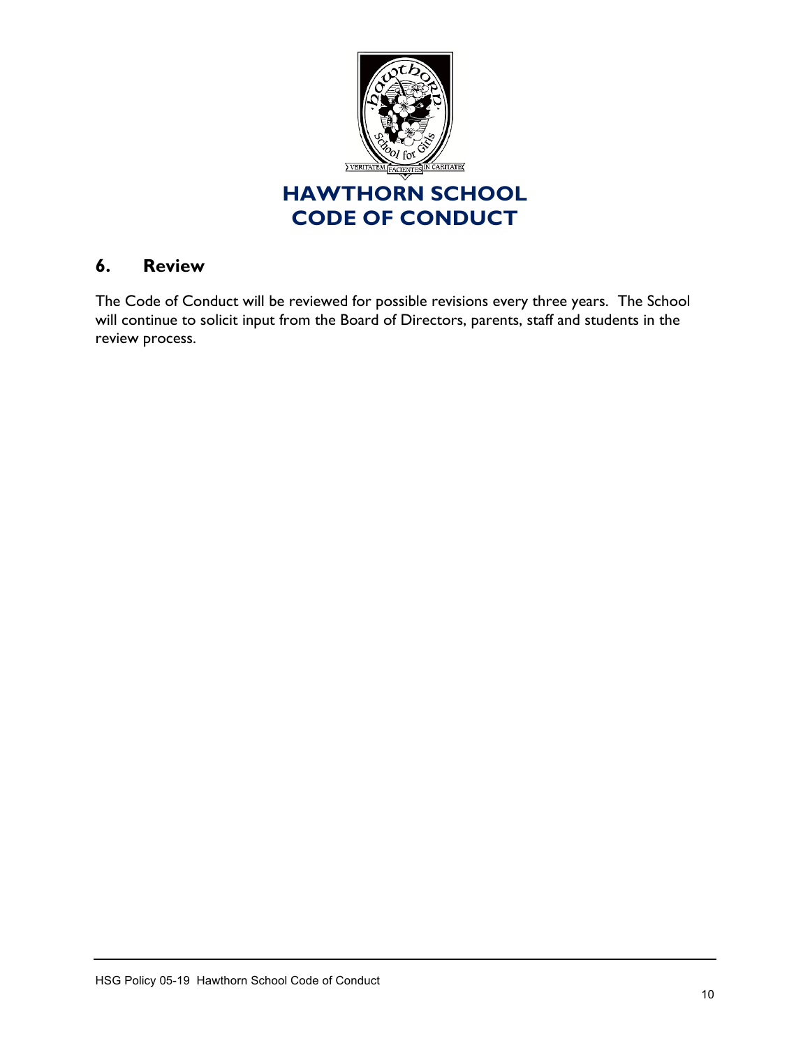# HAWTHORN SCHOOL CODE OF CONDUCT

## 6. Review

The Code of Conduct will be reviewed for possible revisions every three years. The School will continue to solicit input from the Board of Directors, parents, staff and students in the review process.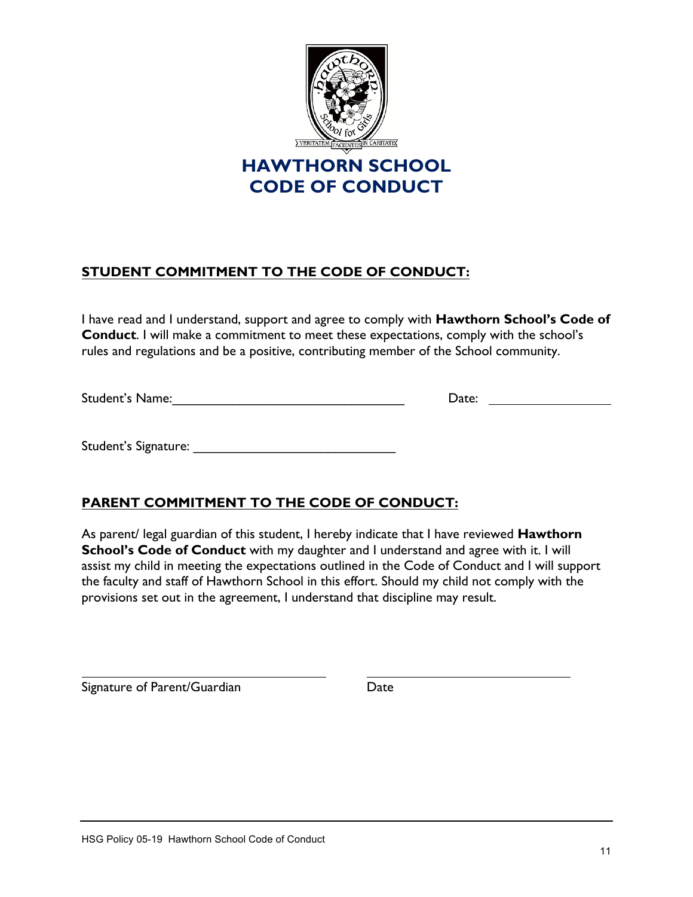# HAWTHORN SCHOOL CODE OF CONDUCT

## STUDENT COMMITMENT TO THE CODE OF CONDUCT:

I have read and I understand, support and agree to comply with **Hawthorn School's Code of Conduct**. I will make a commitment to meet these expectations, comply with the school's rules and regulations and be a positive, contributing member of the School community.

Student's Name:________________________________ Date: ________________

Student's Signature: ____________________________

## PARENT COMMITMENT TO THE CODE OF CONDUCT:

As parent/ legal guardian of this student, I hereby indicate that I have reviewed **Hawthorn School's Code of Conduct** with my daughter and I understand and agree with it. I will assist my child in meeting the expectations outlined in the Code of Conduct and I will support the faculty and staff of Hawthorn School in this effort. Should my child not comply with the provisions set out in the agreement, I understand that discipline may result.

________________________________ ________________________________

Signature of Parent/Guardian Date